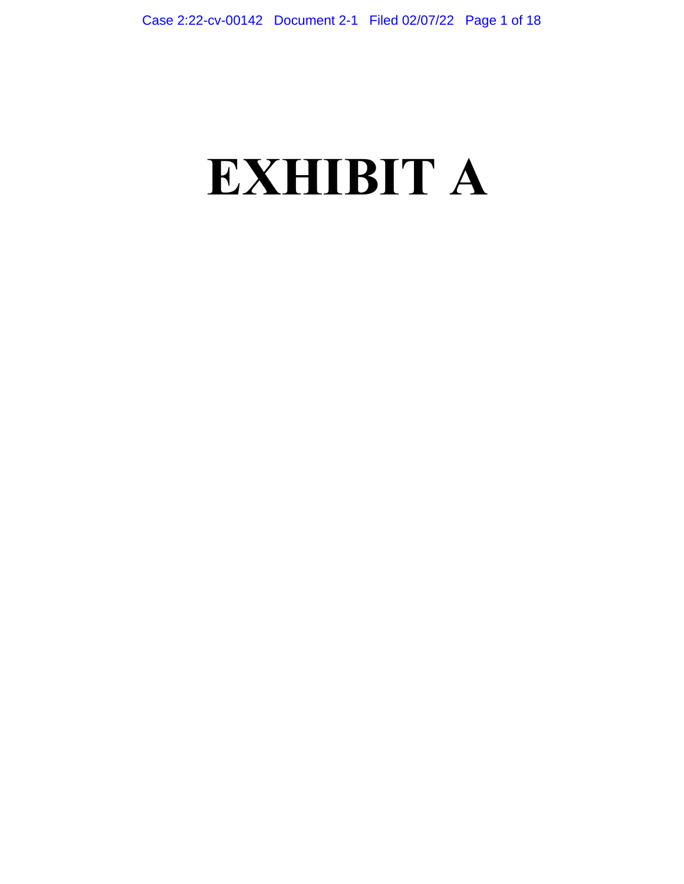# EXHIBIT A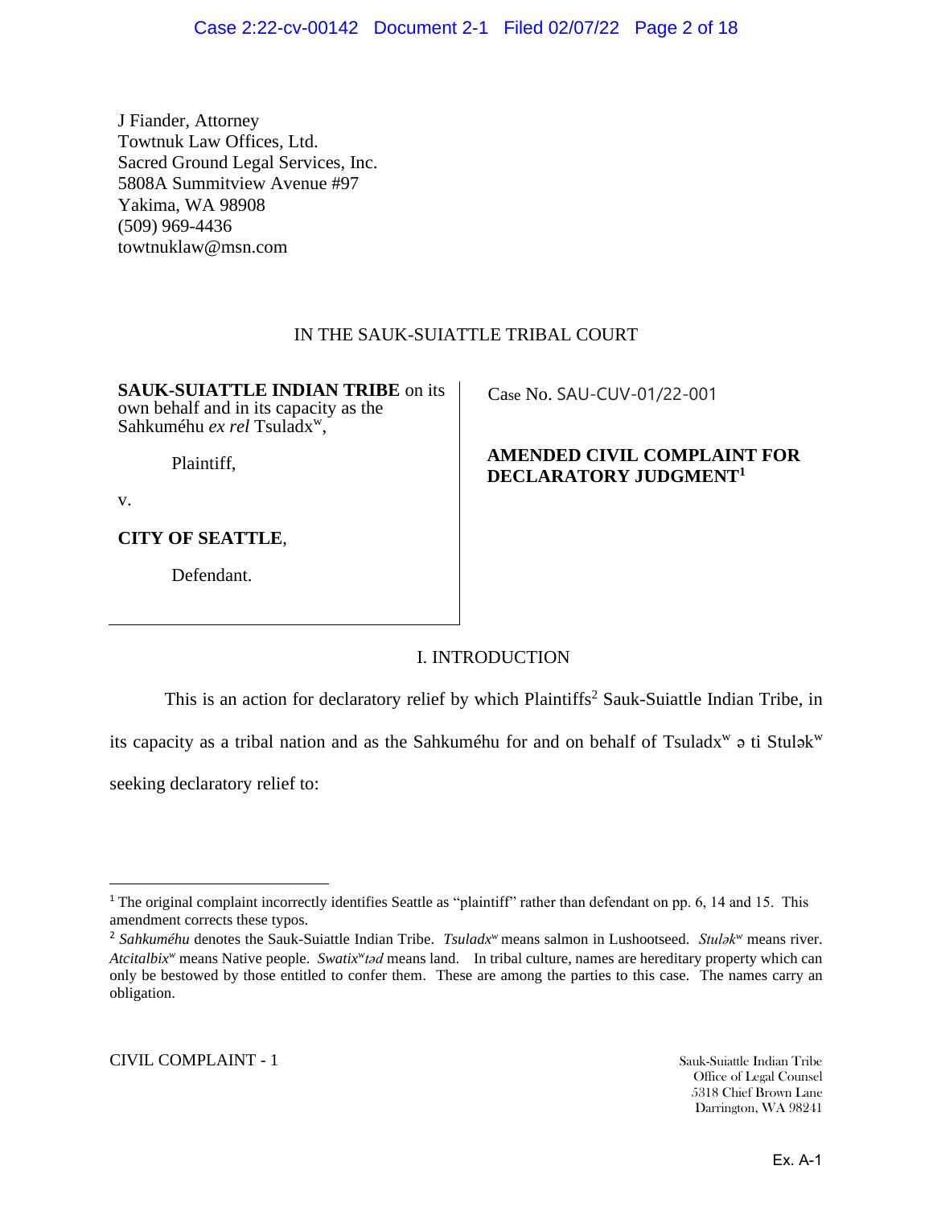J Fiander, Attorney
Towtnuk Law Offices, Ltd.
Sacred Ground Legal Services, Inc.
5808A Summitview Avenue #97
Yakima, WA 98908
(509) 969-4436
towtnuklaw@msn.com

IN THE SAUK-SUIATTLE TRIBAL COURT

| | |
|---|---|
| **SAUK-SUIATTLE INDIAN TRIBE** on its own behalf and in its capacity as the Sahkuméhu *ex rel* Tsuladxʷ,<br><br>Plaintiff,<br><br>v.<br><br>**CITY OF SEATTLE**,<br><br>Defendant. | Case No. SAU-CUV-01/22-001<br><br>**AMENDED CIVIL COMPLAINT FOR DECLARATORY JUDGMENT[1]** |

## I. INTRODUCTION

This is an action for declaratory relief by which Plaintiffs[2] Sauk-Suiattle Indian Tribe, in its capacity as a tribal nation and as the Sahkuméhu for and on behalf of Tsuladxʷ ə ti Stuləkʷ seeking declaratory relief to:

---

[1] The original complaint incorrectly identifies Seattle as "plaintiff" rather than defendant on pp. 6, 14 and 15. This amendment corrects these typos.

[2] *Sahkuméhu* denotes the Sauk-Suiattle Indian Tribe. *Tsuladxʷ* means salmon in Lushootseed. *Stuləkʷ* means river. *Atcitalbixʷ* means Native people. *Swatixʷtəd* means land. In tribal culture, names are hereditary property which can only be bestowed by those entitled to confer them. These are among the parties to this case. The names carry an obligation.

CIVIL COMPLAINT - 1

Sauk-Suiattle Indian Tribe
Office of Legal Counsel
5318 Chief Brown Lane
Darrington, WA 98241

Ex. A-1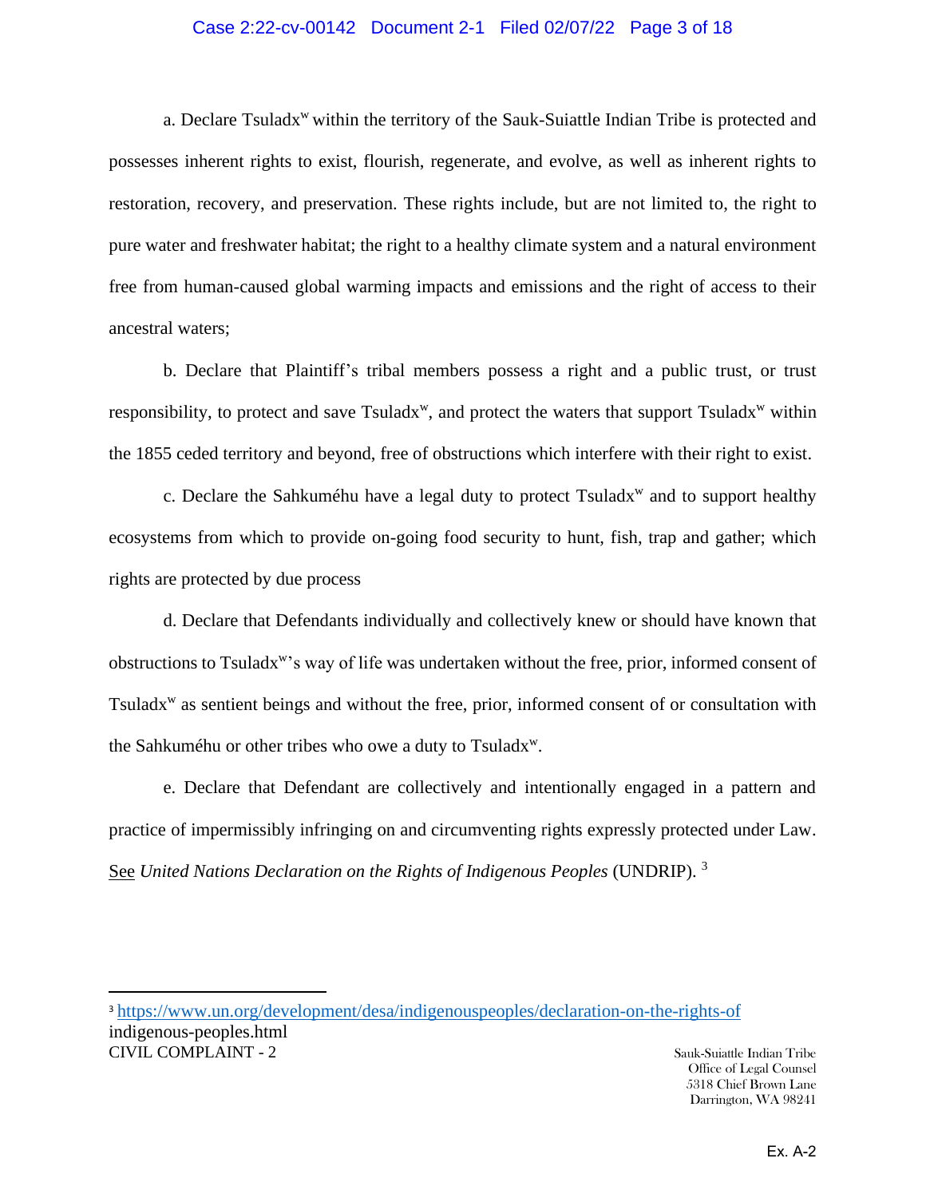a. Declare Tsuladxʷ within the territory of the Sauk-Suiattle Indian Tribe is protected and possesses inherent rights to exist, flourish, regenerate, and evolve, as well as inherent rights to restoration, recovery, and preservation. These rights include, but are not limited to, the right to pure water and freshwater habitat; the right to a healthy climate system and a natural environment free from human-caused global warming impacts and emissions and the right of access to their ancestral waters;

b. Declare that Plaintiff's tribal members possess a right and a public trust, or trust responsibility, to protect and save Tsuladxʷ, and protect the waters that support Tsuladxʷ within the 1855 ceded territory and beyond, free of obstructions which interfere with their right to exist.

c. Declare the Sahkuméhu have a legal duty to protect Tsuladxʷ and to support healthy ecosystems from which to provide on-going food security to hunt, fish, trap and gather; which rights are protected by due process

d. Declare that Defendants individually and collectively knew or should have known that obstructions to Tsuladxʷ's way of life was undertaken without the free, prior, informed consent of Tsuladxʷ as sentient beings and without the free, prior, informed consent of or consultation with the Sahkuméhu or other tribes who owe a duty to Tsuladxʷ.

e. Declare that Defendant are collectively and intentionally engaged in a pattern and practice of impermissibly infringing on and circumventing rights expressly protected under Law. See *United Nations Declaration on the Rights of Indigenous Peoples* (UNDRIP). [3]

---

[3] https://www.un.org/development/desa/indigenouspeoples/declaration-on-the-rights-of indigenous-peoples.html

CIVIL COMPLAINT - 2

Sauk-Suiattle Indian Tribe
Office of Legal Counsel
5318 Chief Brown Lane
Darrington, WA 98241

Ex. A-2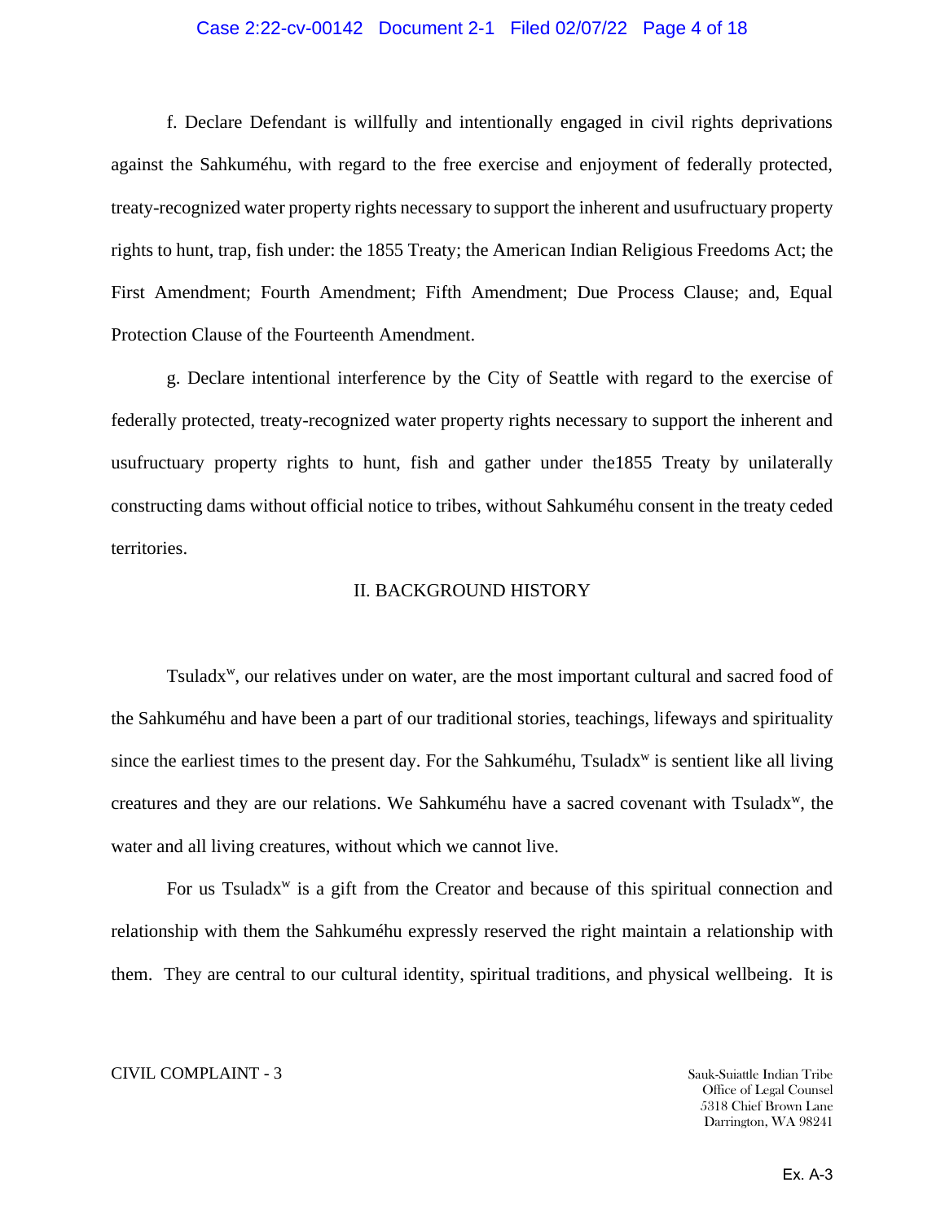f. Declare Defendant is willfully and intentionally engaged in civil rights deprivations against the Sahkuméhu, with regard to the free exercise and enjoyment of federally protected, treaty-recognized water property rights necessary to support the inherent and usufructuary property rights to hunt, trap, fish under: the 1855 Treaty; the American Indian Religious Freedoms Act; the First Amendment; Fourth Amendment; Fifth Amendment; Due Process Clause; and, Equal Protection Clause of the Fourteenth Amendment.

g. Declare intentional interference by the City of Seattle with regard to the exercise of federally protected, treaty-recognized water property rights necessary to support the inherent and usufructuary property rights to hunt, fish and gather under the1855 Treaty by unilaterally constructing dams without official notice to tribes, without Sahkuméhu consent in the treaty ceded territories.

## II. BACKGROUND HISTORY

Tsuladxʷ, our relatives under on water, are the most important cultural and sacred food of the Sahkuméhu and have been a part of our traditional stories, teachings, lifeways and spirituality since the earliest times to the present day. For the Sahkuméhu, Tsuladxʷ is sentient like all living creatures and they are our relations. We Sahkuméhu have a sacred covenant with Tsuladxʷ, the water and all living creatures, without which we cannot live.

For us Tsuladxʷ is a gift from the Creator and because of this spiritual connection and relationship with them the Sahkuméhu expressly reserved the right maintain a relationship with them. They are central to our cultural identity, spiritual traditions, and physical wellbeing. It is

CIVIL COMPLAINT - 3

Sauk-Suiattle Indian Tribe
Office of Legal Counsel
5318 Chief Brown Lane
Darrington, WA 98241

Ex. A-3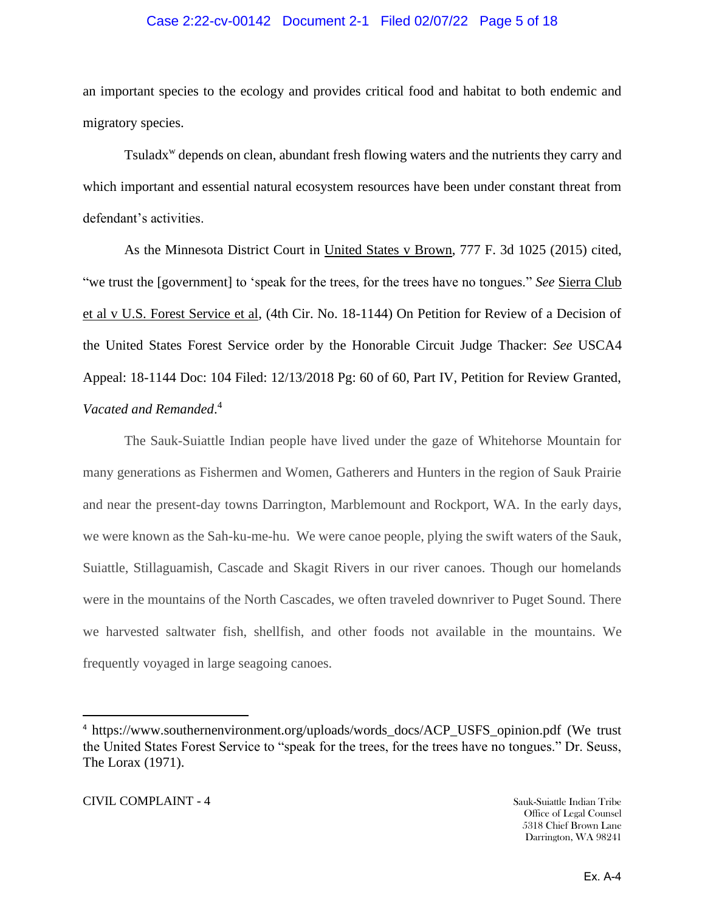an important species to the ecology and provides critical food and habitat to both endemic and migratory species.

Tsuladx$^{w}$ depends on clean, abundant fresh flowing waters and the nutrients they carry and which important and essential natural ecosystem resources have been under constant threat from defendant's activities.

As the Minnesota District Court in United States v Brown, 777 F. 3d 1025 (2015) cited, "we trust the [government] to 'speak for the trees, for the trees have no tongues." *See* Sierra Club et al v U.S. Forest Service et al, (4th Cir. No. 18-1144) On Petition for Review of a Decision of the United States Forest Service order by the Honorable Circuit Judge Thacker: *See* USCA4 Appeal: 18-1144 Doc: 104 Filed: 12/13/2018 Pg: 60 of 60, Part IV, Petition for Review Granted, *Vacated and Remanded*.[4]

The Sauk-Suiattle Indian people have lived under the gaze of Whitehorse Mountain for many generations as Fishermen and Women, Gatherers and Hunters in the region of Sauk Prairie and near the present-day towns Darrington, Marblemount and Rockport, WA. In the early days, we were known as the Sah-ku-me-hu. We were canoe people, plying the swift waters of the Sauk, Suiattle, Stillaguamish, Cascade and Skagit Rivers in our river canoes. Though our homelands were in the mountains of the North Cascades, we often traveled downriver to Puget Sound. There we harvested saltwater fish, shellfish, and other foods not available in the mountains. We frequently voyaged in large seagoing canoes.

---

[4] https://www.southernenvironment.org/uploads/words_docs/ACP_USFS_opinion.pdf (We trust the United States Forest Service to "speak for the trees, for the trees have no tongues." Dr. Seuss, The Lorax (1971).

CIVIL COMPLAINT - 4

Sauk-Suiattle Indian Tribe
Office of Legal Counsel
5318 Chief Brown Lane
Darrington, WA 98241

Ex. A-4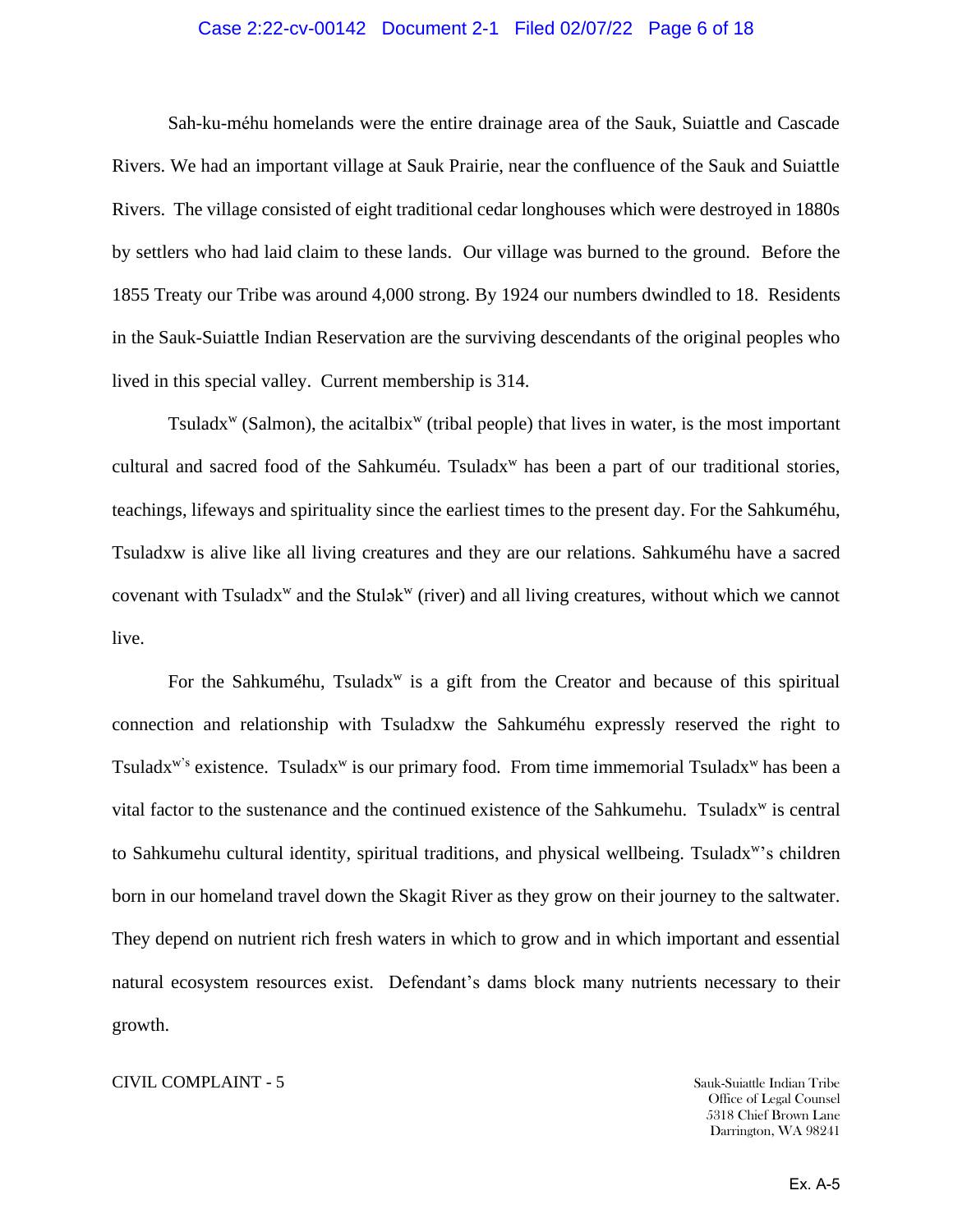Sah-ku-méhu homelands were the entire drainage area of the Sauk, Suiattle and Cascade Rivers. We had an important village at Sauk Prairie, near the confluence of the Sauk and Suiattle Rivers. The village consisted of eight traditional cedar longhouses which were destroyed in 1880s by settlers who had laid claim to these lands. Our village was burned to the ground. Before the 1855 Treaty our Tribe was around 4,000 strong. By 1924 our numbers dwindled to 18. Residents in the Sauk-Suiattle Indian Reservation are the surviving descendants of the original peoples who lived in this special valley. Current membership is 314.

Tsuladxʷ (Salmon), the acitalbixʷ (tribal people) that lives in water, is the most important cultural and sacred food of the Sahkuméu. Tsuladxʷ has been a part of our traditional stories, teachings, lifeways and spirituality since the earliest times to the present day. For the Sahkuméhu, Tsuladxw is alive like all living creatures and they are our relations. Sahkuméhu have a sacred covenant with Tsuladxʷ and the Stuləkʷ (river) and all living creatures, without which we cannot live.

For the Sahkuméhu, Tsuladxʷ is a gift from the Creator and because of this spiritual connection and relationship with Tsuladxw the Sahkuméhu expressly reserved the right to Tsuladxʷ'ˢ existence. Tsuladxʷ is our primary food. From time immemorial Tsuladxʷ has been a vital factor to the sustenance and the continued existence of the Sahkumehu. Tsuladxʷ is central to Sahkumehu cultural identity, spiritual traditions, and physical wellbeing. Tsuladxʷ's children born in our homeland travel down the Skagit River as they grow on their journey to the saltwater. They depend on nutrient rich fresh waters in which to grow and in which important and essential natural ecosystem resources exist. Defendant's dams block many nutrients necessary to their growth.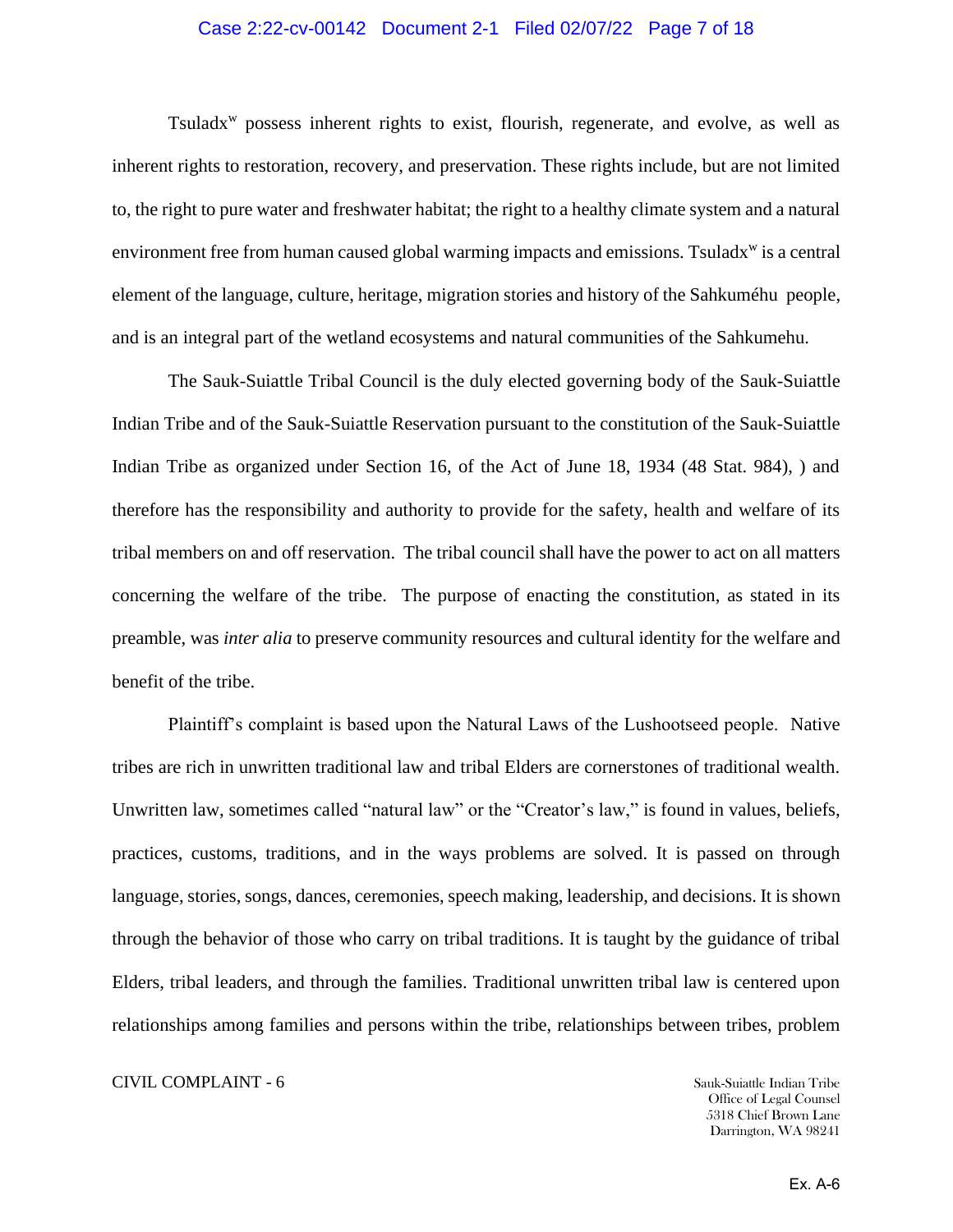Tsuladx$^{w}$ possess inherent rights to exist, flourish, regenerate, and evolve, as well as inherent rights to restoration, recovery, and preservation. These rights include, but are not limited to, the right to pure water and freshwater habitat; the right to a healthy climate system and a natural environment free from human caused global warming impacts and emissions. Tsuladx$^{w}$ is a central element of the language, culture, heritage, migration stories and history of the Sahkuméhu people, and is an integral part of the wetland ecosystems and natural communities of the Sahkumehu.

The Sauk-Suiattle Tribal Council is the duly elected governing body of the Sauk-Suiattle Indian Tribe and of the Sauk-Suiattle Reservation pursuant to the constitution of the Sauk-Suiattle Indian Tribe as organized under Section 16, of the Act of June 18, 1934 (48 Stat. 984), ) and therefore has the responsibility and authority to provide for the safety, health and welfare of its tribal members on and off reservation. The tribal council shall have the power to act on all matters concerning the welfare of the tribe. The purpose of enacting the constitution, as stated in its preamble, was *inter alia* to preserve community resources and cultural identity for the welfare and benefit of the tribe.

Plaintiff's complaint is based upon the Natural Laws of the Lushootseed people. Native tribes are rich in unwritten traditional law and tribal Elders are cornerstones of traditional wealth. Unwritten law, sometimes called "natural law" or the "Creator's law," is found in values, beliefs, practices, customs, traditions, and in the ways problems are solved. It is passed on through language, stories, songs, dances, ceremonies, speech making, leadership, and decisions. It is shown through the behavior of those who carry on tribal traditions. It is taught by the guidance of tribal Elders, tribal leaders, and through the families. Traditional unwritten tribal law is centered upon relationships among families and persons within the tribe, relationships between tribes, problem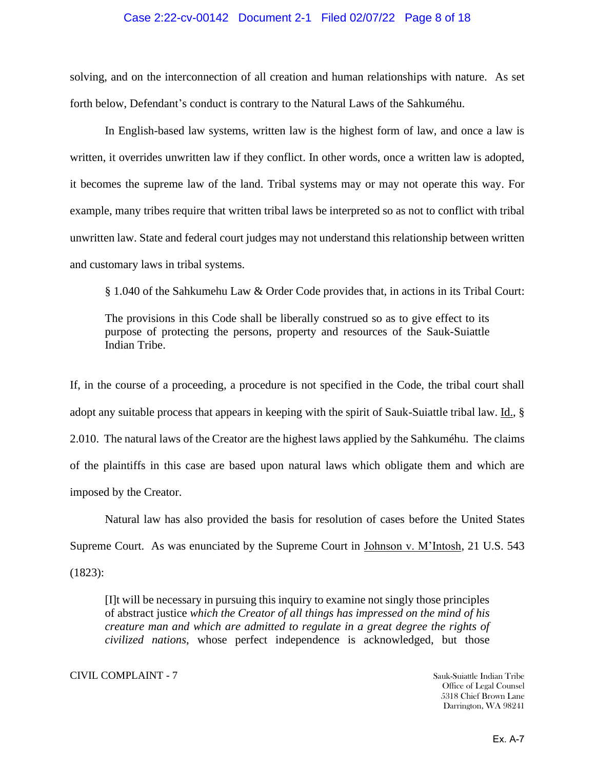solving, and on the interconnection of all creation and human relationships with nature. As set forth below, Defendant's conduct is contrary to the Natural Laws of the Sahkuméhu.

In English-based law systems, written law is the highest form of law, and once a law is written, it overrides unwritten law if they conflict. In other words, once a written law is adopted, it becomes the supreme law of the land. Tribal systems may or may not operate this way. For example, many tribes require that written tribal laws be interpreted so as not to conflict with tribal unwritten law. State and federal court judges may not understand this relationship between written and customary laws in tribal systems.

§ 1.040 of the Sahkumehu Law & Order Code provides that, in actions in its Tribal Court:

> The provisions in this Code shall be liberally construed so as to give effect to its purpose of protecting the persons, property and resources of the Sauk-Suiattle Indian Tribe.

If, in the course of a proceeding, a procedure is not specified in the Code, the tribal court shall adopt any suitable process that appears in keeping with the spirit of Sauk-Suiattle tribal law. Id., § 2.010. The natural laws of the Creator are the highest laws applied by the Sahkuméhu. The claims of the plaintiffs in this case are based upon natural laws which obligate them and which are imposed by the Creator.

Natural law has also provided the basis for resolution of cases before the United States Supreme Court. As was enunciated by the Supreme Court in Johnson v. M'Intosh, 21 U.S. 543 (1823):

> [I]t will be necessary in pursuing this inquiry to examine not singly those principles of abstract justice *which the Creator of all things has impressed on the mind of his creature man and which are admitted to regulate in a great degree the rights of civilized nations*, whose perfect independence is acknowledged, but those

CIVIL COMPLAINT - 7

Sauk-Suiattle Indian Tribe
Office of Legal Counsel
5318 Chief Brown Lane
Darrington, WA 98241

Ex. A-7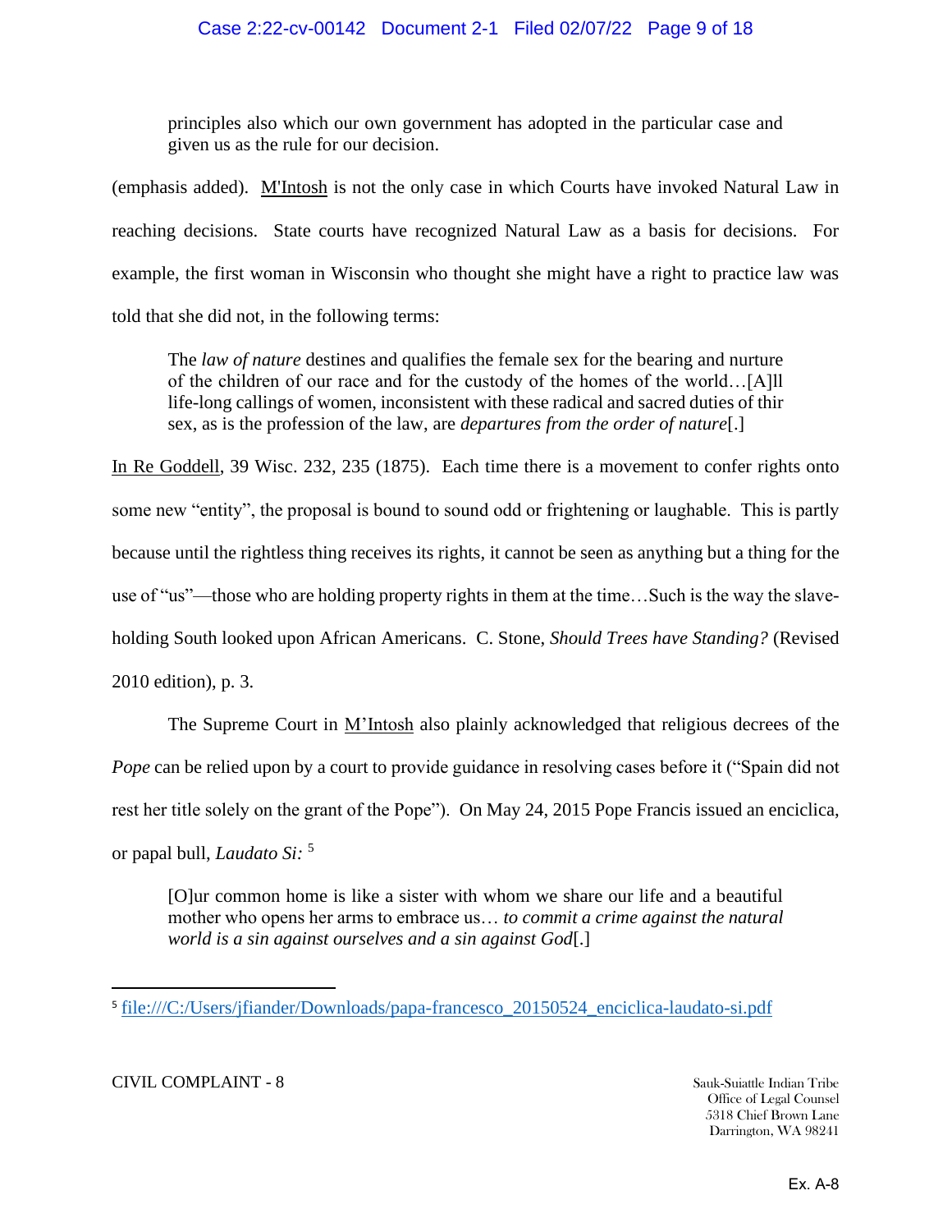> principles also which our own government has adopted in the particular case and given us as the rule for our decision.

(emphasis added). M'Intosh is not the only case in which Courts have invoked Natural Law in reaching decisions. State courts have recognized Natural Law as a basis for decisions. For example, the first woman in Wisconsin who thought she might have a right to practice law was told that she did not, in the following terms:

> The *law of nature* destines and qualifies the female sex for the bearing and nurture of the children of our race and for the custody of the homes of the world…[A]ll life-long callings of women, inconsistent with these radical and sacred duties of thir sex, as is the profession of the law, are *departures from the order of nature*[.]

In Re Goddell, 39 Wisc. 232, 235 (1875). Each time there is a movement to confer rights onto some new "entity", the proposal is bound to sound odd or frightening or laughable. This is partly because until the rightless thing receives its rights, it cannot be seen as anything but a thing for the use of "us"—those who are holding property rights in them at the time…Such is the way the slave-holding South looked upon African Americans. C. Stone, *Should Trees have Standing?* (Revised 2010 edition), p. 3.

The Supreme Court in M'Intosh also plainly acknowledged that religious decrees of the *Pope* can be relied upon by a court to provide guidance in resolving cases before it ("Spain did not rest her title solely on the grant of the Pope"). On May 24, 2015 Pope Francis issued an enciclica, or papal bull, *Laudato Si:* [5]

> [O]ur common home is like a sister with whom we share our life and a beautiful mother who opens her arms to embrace us… *to commit a crime against the natural world is a sin against ourselves and a sin against God*[.]

---

[5] file:///C:/Users/jfiander/Downloads/papa-francesco_20150524_enciclica-laudato-si.pdf

CIVIL COMPLAINT - 8

Sauk-Suiattle Indian Tribe
Office of Legal Counsel
5318 Chief Brown Lane
Darrington, WA 98241

Ex. A-8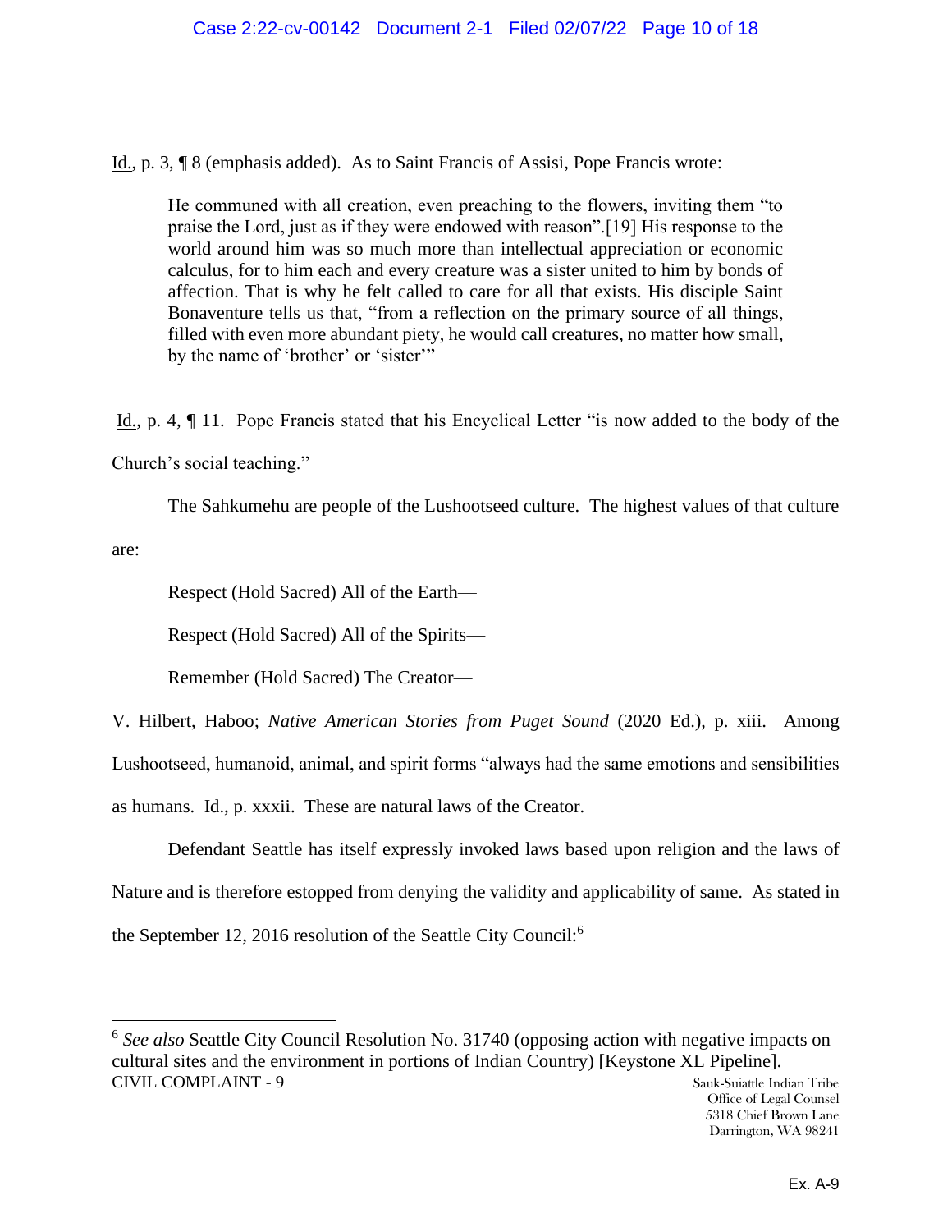Id., p. 3, ¶ 8 (emphasis added). As to Saint Francis of Assisi, Pope Francis wrote:

> He communed with all creation, even preaching to the flowers, inviting them "to praise the Lord, just as if they were endowed with reason".[19] His response to the world around him was so much more than intellectual appreciation or economic calculus, for to him each and every creature was a sister united to him by bonds of affection. That is why he felt called to care for all that exists. His disciple Saint Bonaventure tells us that, "from a reflection on the primary source of all things, filled with even more abundant piety, he would call creatures, no matter how small, by the name of 'brother' or 'sister'"

Id., p. 4, ¶ 11. Pope Francis stated that his Encyclical Letter "is now added to the body of the Church's social teaching."

The Sahkumehu are people of the Lushootseed culture. The highest values of that culture are:

> Respect (Hold Sacred) All of the Earth—
>
> Respect (Hold Sacred) All of the Spirits—
>
> Remember (Hold Sacred) The Creator—

V. Hilbert, Haboo; *Native American Stories from Puget Sound* (2020 Ed.), p. xiii. Among Lushootseed, humanoid, animal, and spirit forms "always had the same emotions and sensibilities as humans. Id., p. xxxii. These are natural laws of the Creator.

Defendant Seattle has itself expressly invoked laws based upon religion and the laws of Nature and is therefore estopped from denying the validity and applicability of same. As stated in the September 12, 2016 resolution of the Seattle City Council:[6]

---

[6] *See also* Seattle City Council Resolution No. 31740 (opposing action with negative impacts on cultural sites and the environment in portions of Indian Country) [Keystone XL Pipeline].

CIVIL COMPLAINT - 9

Sauk-Suiattle Indian Tribe
Office of Legal Counsel
5318 Chief Brown Lane
Darrington, WA 98241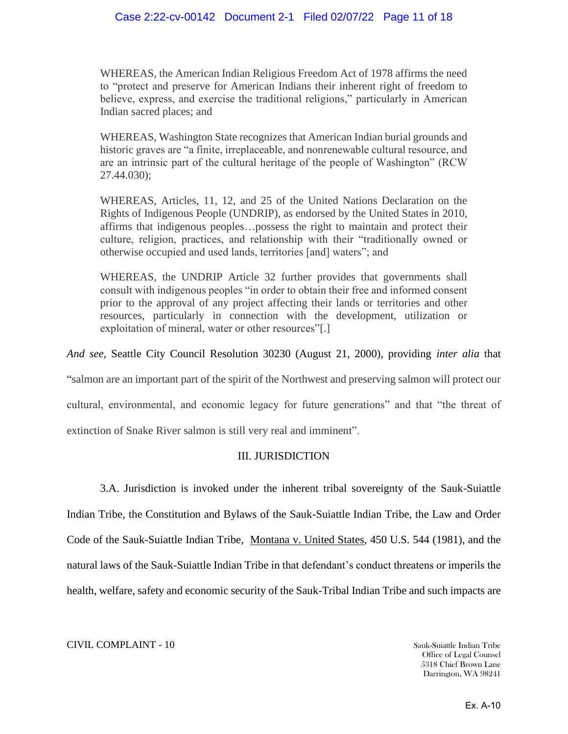> WHEREAS, the American Indian Religious Freedom Act of 1978 affirms the need to "protect and preserve for American Indians their inherent right of freedom to believe, express, and exercise the traditional religions," particularly in American Indian sacred places; and
>
> WHEREAS, Washington State recognizes that American Indian burial grounds and historic graves are "a finite, irreplaceable, and nonrenewable cultural resource, and are an intrinsic part of the cultural heritage of the people of Washington" (RCW 27.44.030);
>
> WHEREAS, Articles, 11, 12, and 25 of the United Nations Declaration on the Rights of Indigenous People (UNDRIP), as endorsed by the United States in 2010, affirms that indigenous peoples…possess the right to maintain and protect their culture, religion, practices, and relationship with their "traditionally owned or otherwise occupied and used lands, territories [and] waters"; and
>
> WHEREAS, the UNDRIP Article 32 further provides that governments shall consult with indigenous peoples "in order to obtain their free and informed consent prior to the approval of any project affecting their lands or territories and other resources, particularly in connection with the development, utilization or exploitation of mineral, water or other resources"[.]

*And see*, Seattle City Council Resolution 30230 (August 21, 2000), providing *inter alia* that "salmon are an important part of the spirit of the Northwest and preserving salmon will protect our cultural, environmental, and economic legacy for future generations" and that "the threat of extinction of Snake River salmon is still very real and imminent".

## III. JURISDICTION

3.A. Jurisdiction is invoked under the inherent tribal sovereignty of the Sauk-Suiattle Indian Tribe, the Constitution and Bylaws of the Sauk-Suiattle Indian Tribe, the Law and Order Code of the Sauk-Suiattle Indian Tribe, Montana v. United States, 450 U.S. 544 (1981), and the natural laws of the Sauk-Suiattle Indian Tribe in that defendant's conduct threatens or imperils the health, welfare, safety and economic security of the Sauk-Tribal Indian Tribe and such impacts are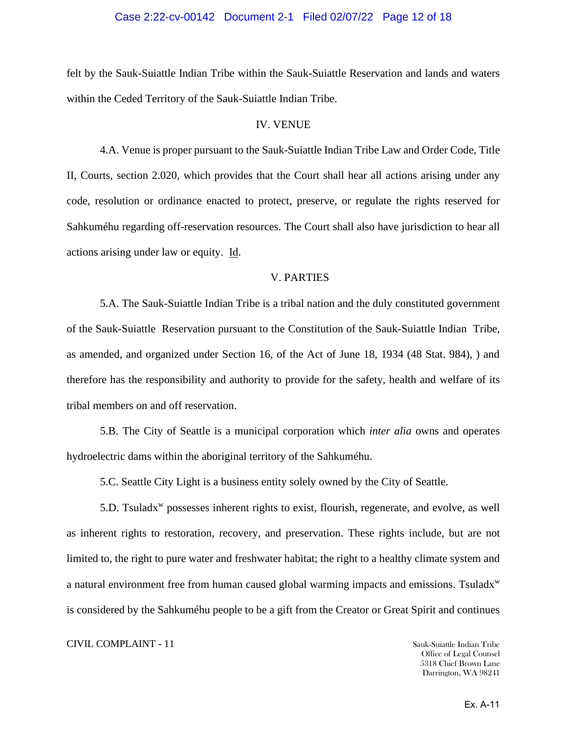felt by the Sauk-Suiattle Indian Tribe within the Sauk-Suiattle Reservation and lands and waters within the Ceded Territory of the Sauk-Suiattle Indian Tribe.

## IV. VENUE

4.A. Venue is proper pursuant to the Sauk-Suiattle Indian Tribe Law and Order Code, Title II, Courts, section 2.020, which provides that the Court shall hear all actions arising under any code, resolution or ordinance enacted to protect, preserve, or regulate the rights reserved for Sahkuméhu regarding off-reservation resources. The Court shall also have jurisdiction to hear all actions arising under law or equity. Id.

## V. PARTIES

5.A. The Sauk-Suiattle Indian Tribe is a tribal nation and the duly constituted government of the Sauk-Suiattle Reservation pursuant to the Constitution of the Sauk-Suiattle Indian Tribe, as amended, and organized under Section 16, of the Act of June 18, 1934 (48 Stat. 984), ) and therefore has the responsibility and authority to provide for the safety, health and welfare of its tribal members on and off reservation.

5.B. The City of Seattle is a municipal corporation which *inter alia* owns and operates hydroelectric dams within the aboriginal territory of the Sahkuméhu.

5.C. Seattle City Light is a business entity solely owned by the City of Seattle.

5.D. Tsuladx$^w$ possesses inherent rights to exist, flourish, regenerate, and evolve, as well as inherent rights to restoration, recovery, and preservation. These rights include, but are not limited to, the right to pure water and freshwater habitat; the right to a healthy climate system and a natural environment free from human caused global warming impacts and emissions. Tsuladx$^w$ is considered by the Sahkuméhu people to be a gift from the Creator or Great Spirit and continues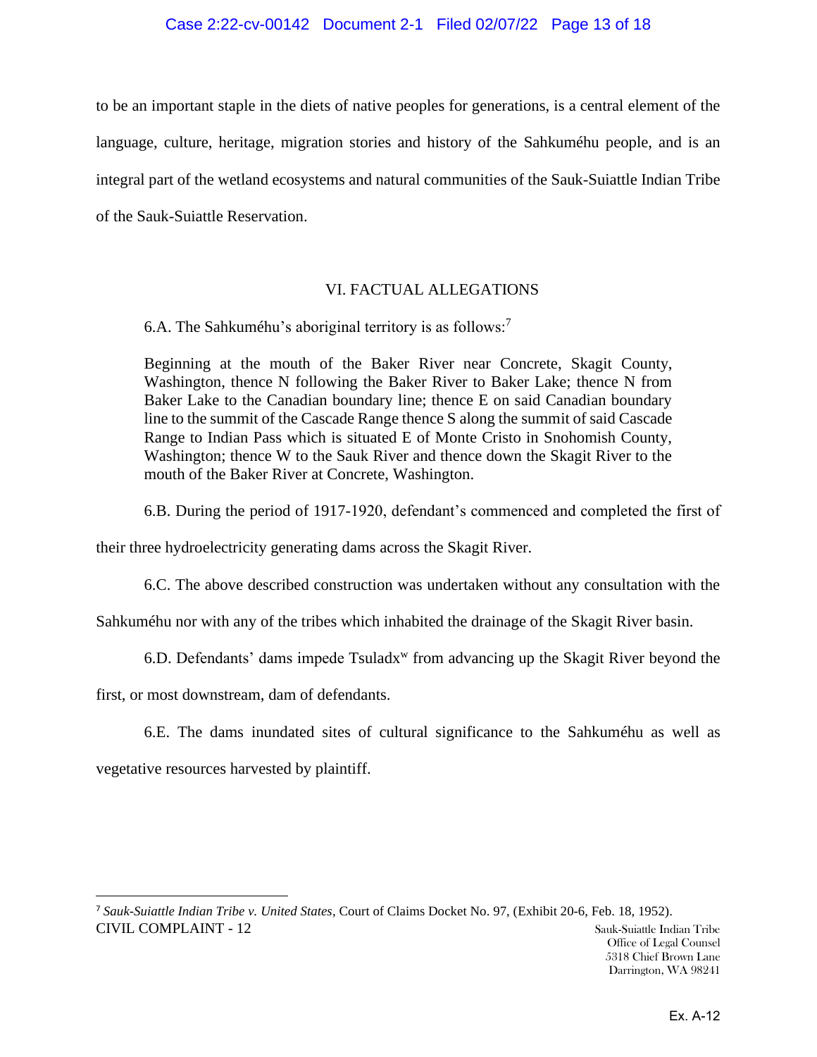to be an important staple in the diets of native peoples for generations, is a central element of the language, culture, heritage, migration stories and history of the Sahkuméhu people, and is an integral part of the wetland ecosystems and natural communities of the Sauk-Suiattle Indian Tribe of the Sauk-Suiattle Reservation.

## VI. FACTUAL ALLEGATIONS

6.A. The Sahkuméhu's aboriginal territory is as follows:[7]

> Beginning at the mouth of the Baker River near Concrete, Skagit County, Washington, thence N following the Baker River to Baker Lake; thence N from Baker Lake to the Canadian boundary line; thence E on said Canadian boundary line to the summit of the Cascade Range thence S along the summit of said Cascade Range to Indian Pass which is situated E of Monte Cristo in Snohomish County, Washington; thence W to the Sauk River and thence down the Skagit River to the mouth of the Baker River at Concrete, Washington.

6.B. During the period of 1917-1920, defendant's commenced and completed the first of their three hydroelectricity generating dams across the Skagit River.

6.C. The above described construction was undertaken without any consultation with the Sahkuméhu nor with any of the tribes which inhabited the drainage of the Skagit River basin.

6.D. Defendants' dams impede Tsuladx$^{w}$ from advancing up the Skagit River beyond the first, or most downstream, dam of defendants.

6.E. The dams inundated sites of cultural significance to the Sahkuméhu as well as vegetative resources harvested by plaintiff.

---

[7] *Sauk-Suiattle Indian Tribe v. United States*, Court of Claims Docket No. 97, (Exhibit 20-6, Feb. 18, 1952).

CIVIL COMPLAINT - 12

Sauk-Suiattle Indian Tribe
Office of Legal Counsel
5318 Chief Brown Lane
Darrington, WA 98241

Ex. A-12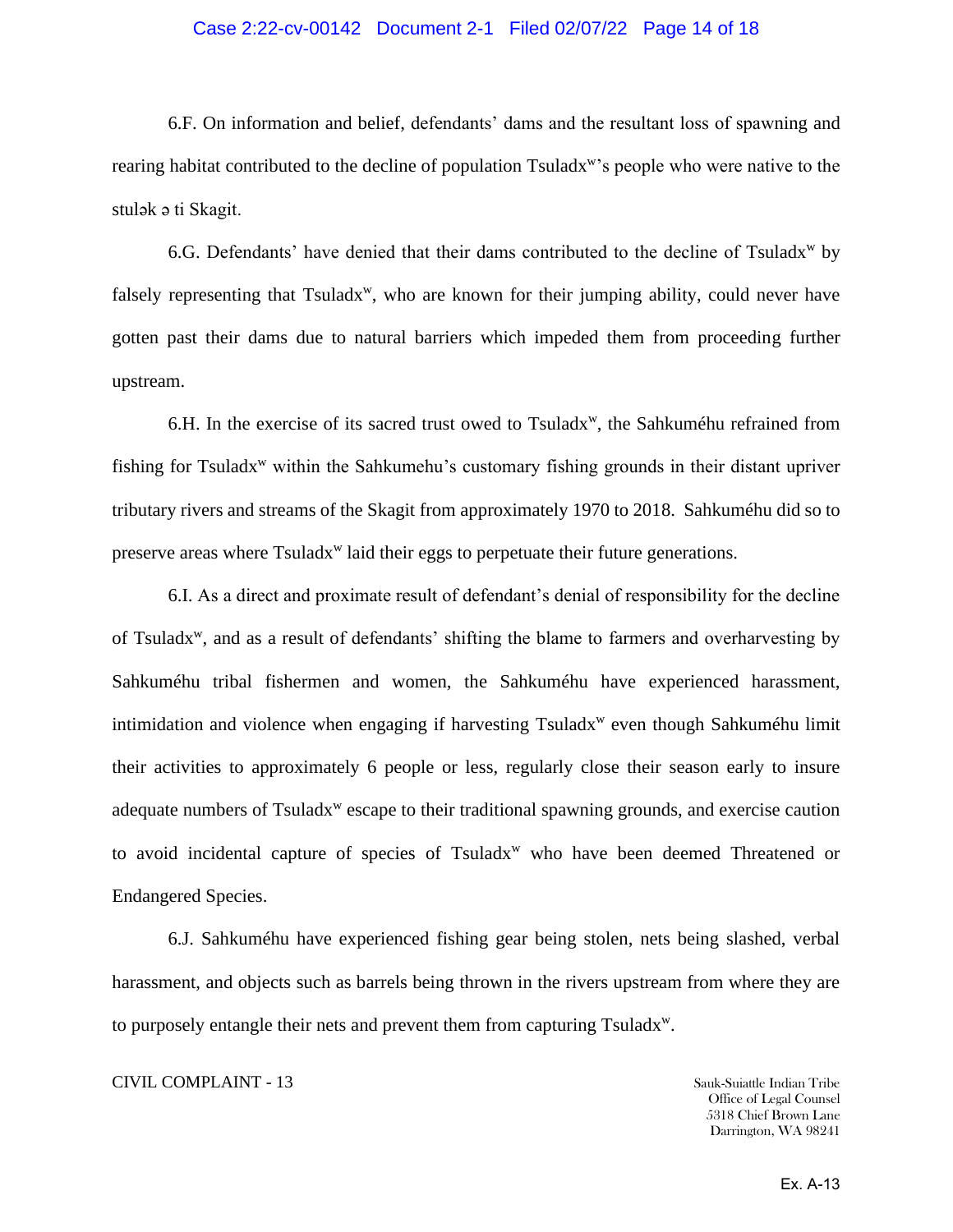6.F. On information and belief, defendants' dams and the resultant loss of spawning and rearing habitat contributed to the decline of population Tsuladx$^{w}$'s people who were native to the stuləkʷ ə ti Skagit.

6.G. Defendants' have denied that their dams contributed to the decline of Tsuladx$^{w}$ by falsely representing that Tsuladx$^{w}$, who are known for their jumping ability, could never have gotten past their dams due to natural barriers which impeded them from proceeding further upstream.

6.H. In the exercise of its sacred trust owed to Tsuladx$^{w}$, the Sahkuméhu refrained from fishing for Tsuladx$^{w}$ within the Sahkumehu's customary fishing grounds in their distant upriver tributary rivers and streams of the Skagit from approximately 1970 to 2018. Sahkuméhu did so to preserve areas where Tsuladx$^{w}$ laid their eggs to perpetuate their future generations.

6.I. As a direct and proximate result of defendant's denial of responsibility for the decline of Tsuladx$^{w}$, and as a result of defendants' shifting the blame to farmers and overharvesting by Sahkuméhu tribal fishermen and women, the Sahkuméhu have experienced harassment, intimidation and violence when engaging if harvesting Tsuladx$^{w}$ even though Sahkuméhu limit their activities to approximately 6 people or less, regularly close their season early to insure adequate numbers of Tsuladx$^{w}$ escape to their traditional spawning grounds, and exercise caution to avoid incidental capture of species of Tsuladx$^{w}$ who have been deemed Threatened or Endangered Species.

6.J. Sahkuméhu have experienced fishing gear being stolen, nets being slashed, verbal harassment, and objects such as barrels being thrown in the rivers upstream from where they are to purposely entangle their nets and prevent them from capturing Tsuladx$^{w}$.

CIVIL COMPLAINT - 13

Sauk-Suiattle Indian Tribe
Office of Legal Counsel
5318 Chief Brown Lane
Darrington, WA 98241

Ex. A-13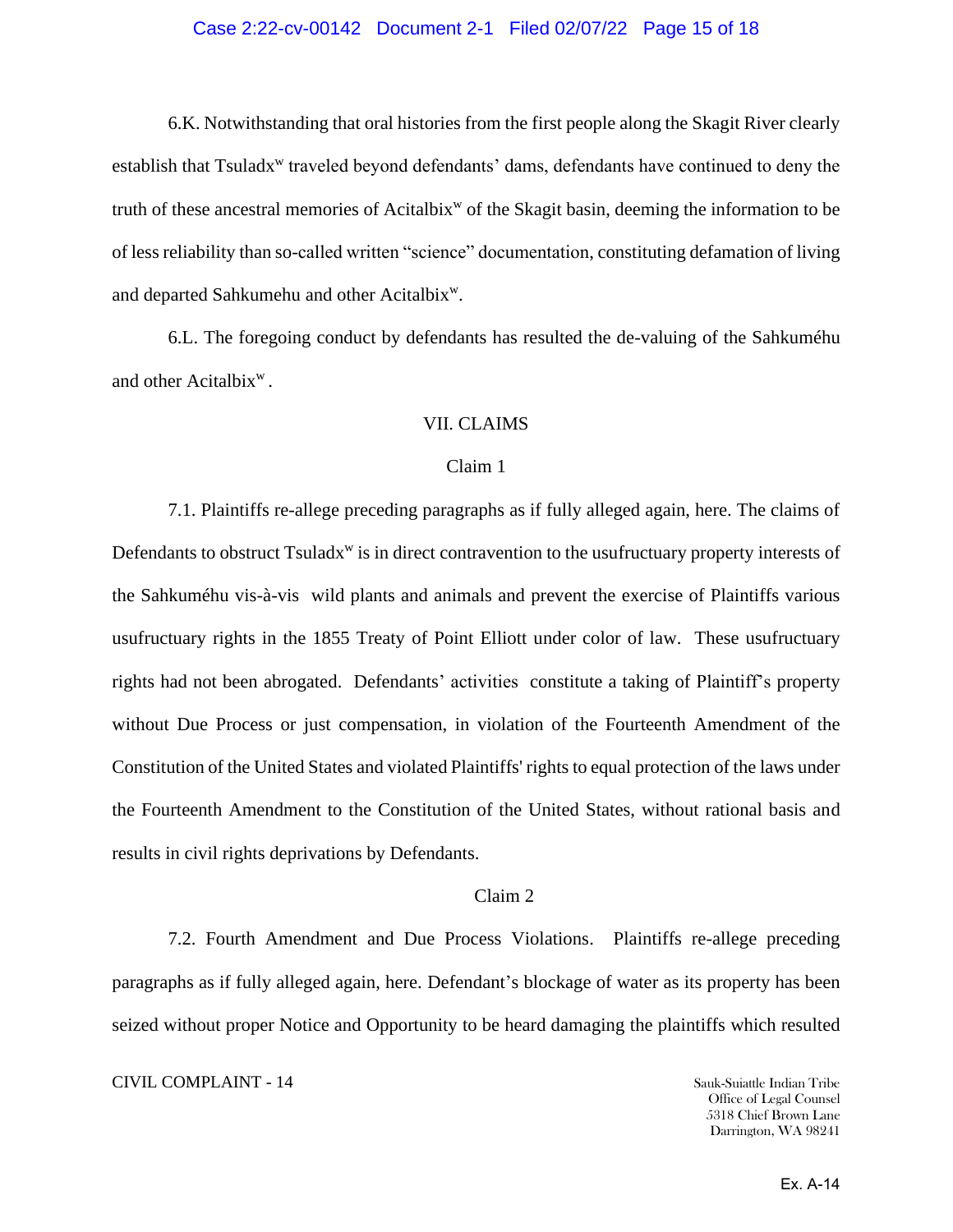6.K. Notwithstanding that oral histories from the first people along the Skagit River clearly establish that Tsuladx$^w$ traveled beyond defendants' dams, defendants have continued to deny the truth of these ancestral memories of Acitalbix$^w$ of the Skagit basin, deeming the information to be of less reliability than so-called written "science" documentation, constituting defamation of living and departed Sahkumehu and other Acitalbix$^w$.

6.L. The foregoing conduct by defendants has resulted the de-valuing of the Sahkuméhu and other Acitalbix$^w$ .

## VII. CLAIMS

### Claim 1

7.1. Plaintiffs re-allege preceding paragraphs as if fully alleged again, here. The claims of Defendants to obstruct Tsuladx$^w$ is in direct contravention to the usufructuary property interests of the Sahkuméhu vis-à-vis wild plants and animals and prevent the exercise of Plaintiffs various usufructuary rights in the 1855 Treaty of Point Elliott under color of law. These usufructuary rights had not been abrogated. Defendants' activities constitute a taking of Plaintiff's property without Due Process or just compensation, in violation of the Fourteenth Amendment of the Constitution of the United States and violated Plaintiffs' rights to equal protection of the laws under the Fourteenth Amendment to the Constitution of the United States, without rational basis and results in civil rights deprivations by Defendants.

### Claim 2

7.2. Fourth Amendment and Due Process Violations. Plaintiffs re-allege preceding paragraphs as if fully alleged again, here. Defendant's blockage of water as its property has been seized without proper Notice and Opportunity to be heard damaging the plaintiffs which resulted

CIVIL COMPLAINT - 14

Sauk-Suiattle Indian Tribe
Office of Legal Counsel
5318 Chief Brown Lane
Darrington, WA 98241

Ex. A-14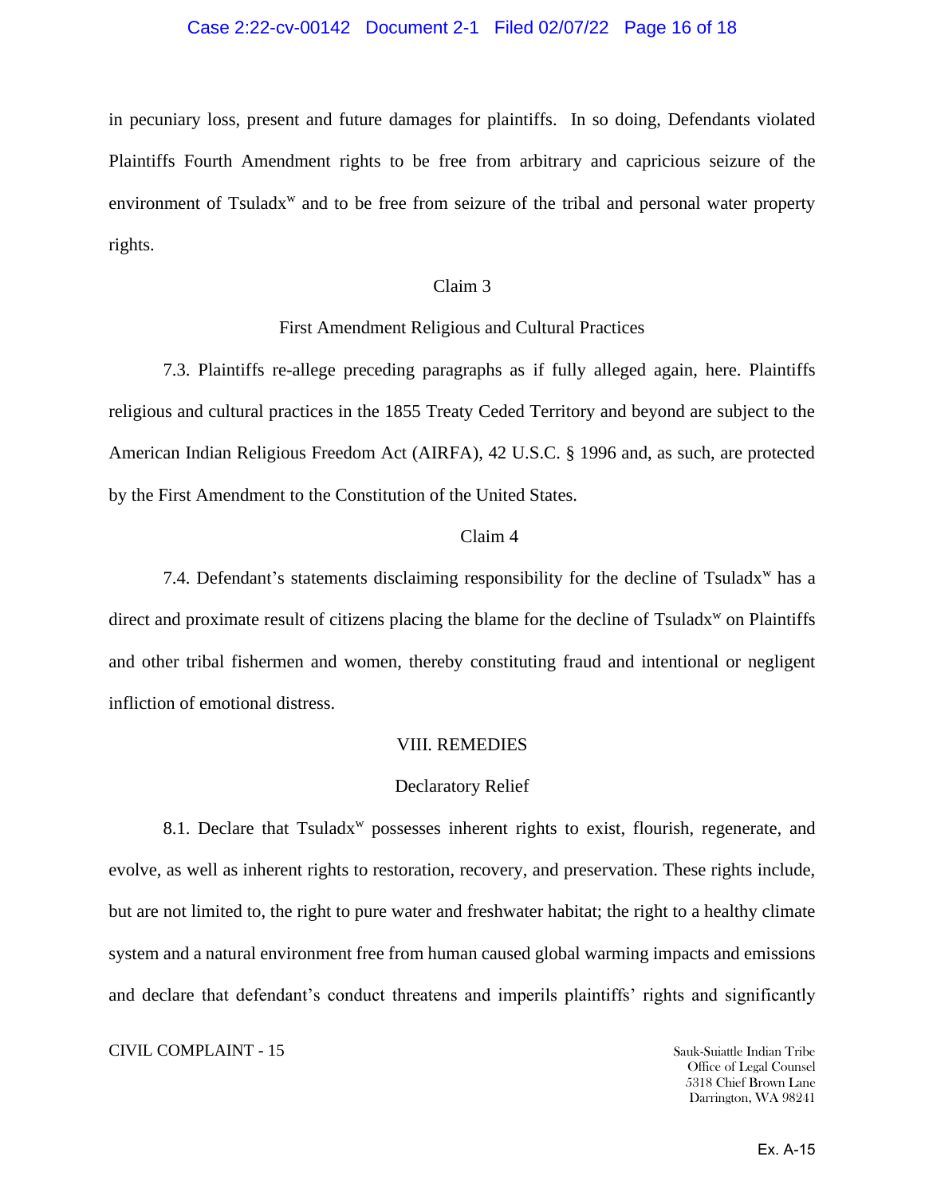in pecuniary loss, present and future damages for plaintiffs. In so doing, Defendants violated Plaintiffs Fourth Amendment rights to be free from arbitrary and capricious seizure of the environment of Tsuladx$^{w}$ and to be free from seizure of the tribal and personal water property rights.

Claim 3

First Amendment Religious and Cultural Practices

7.3. Plaintiffs re-allege preceding paragraphs as if fully alleged again, here. Plaintiffs religious and cultural practices in the 1855 Treaty Ceded Territory and beyond are subject to the American Indian Religious Freedom Act (AIRFA), 42 U.S.C. § 1996 and, as such, are protected by the First Amendment to the Constitution of the United States.

Claim 4

7.4. Defendant's statements disclaiming responsibility for the decline of Tsuladx$^{w}$ has a direct and proximate result of citizens placing the blame for the decline of Tsuladx$^{w}$ on Plaintiffs and other tribal fishermen and women, thereby constituting fraud and intentional or negligent infliction of emotional distress.

## VIII. REMEDIES

### Declaratory Relief

8.1. Declare that Tsuladx$^{w}$ possesses inherent rights to exist, flourish, regenerate, and evolve, as well as inherent rights to restoration, recovery, and preservation. These rights include, but are not limited to, the right to pure water and freshwater habitat; the right to a healthy climate system and a natural environment free from human caused global warming impacts and emissions and declare that defendant's conduct threatens and imperils plaintiffs' rights and significantly

CIVIL COMPLAINT - 15

Sauk-Suiattle Indian Tribe
Office of Legal Counsel
5318 Chief Brown Lane
Darrington, WA 98241

Ex. A-15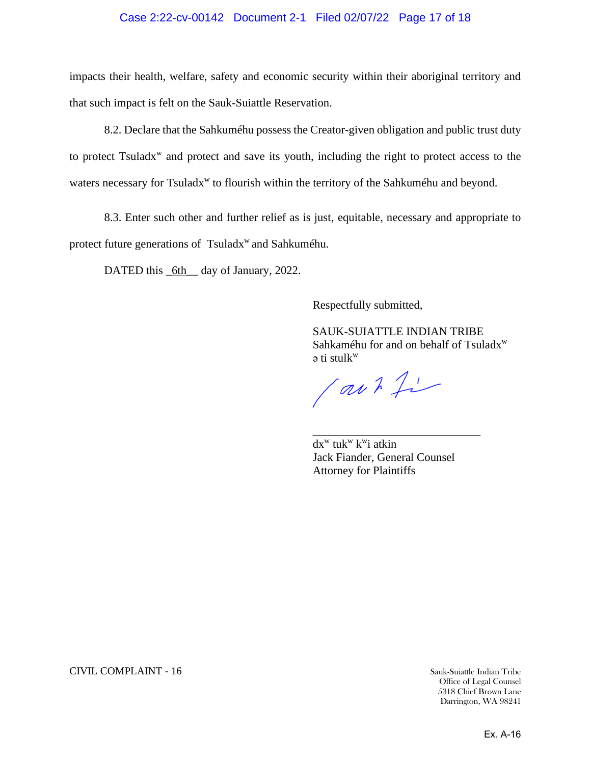impacts their health, welfare, safety and economic security within their aboriginal territory and that such impact is felt on the Sauk-Suiattle Reservation.

8.2. Declare that the Sahkuméhu possess the Creator-given obligation and public trust duty to protect Tsuladxʷ and protect and save its youth, including the right to protect access to the waters necessary for Tsuladxʷ to flourish within the territory of the Sahkuméhu and beyond.

8.3. Enter such other and further relief as is just, equitable, necessary and appropriate to protect future generations of Tsuladxʷ and Sahkuméhu.

DATED this _6th__ day of January, 2022.

Respectfully submitted,

SAUK-SUIATTLE INDIAN TRIBE
Sahkaméhu for and on behalf of Tsuladxʷ
ə ti stulkʷ

_____________________________
dxʷ tukʷ kʷi atkin
Jack Fiander, General Counsel
Attorney for Plaintiffs

CIVIL COMPLAINT - 16

Sauk-Suiattle Indian Tribe
Office of Legal Counsel
5318 Chief Brown Lane
Darrington, WA 98241

Ex. A-16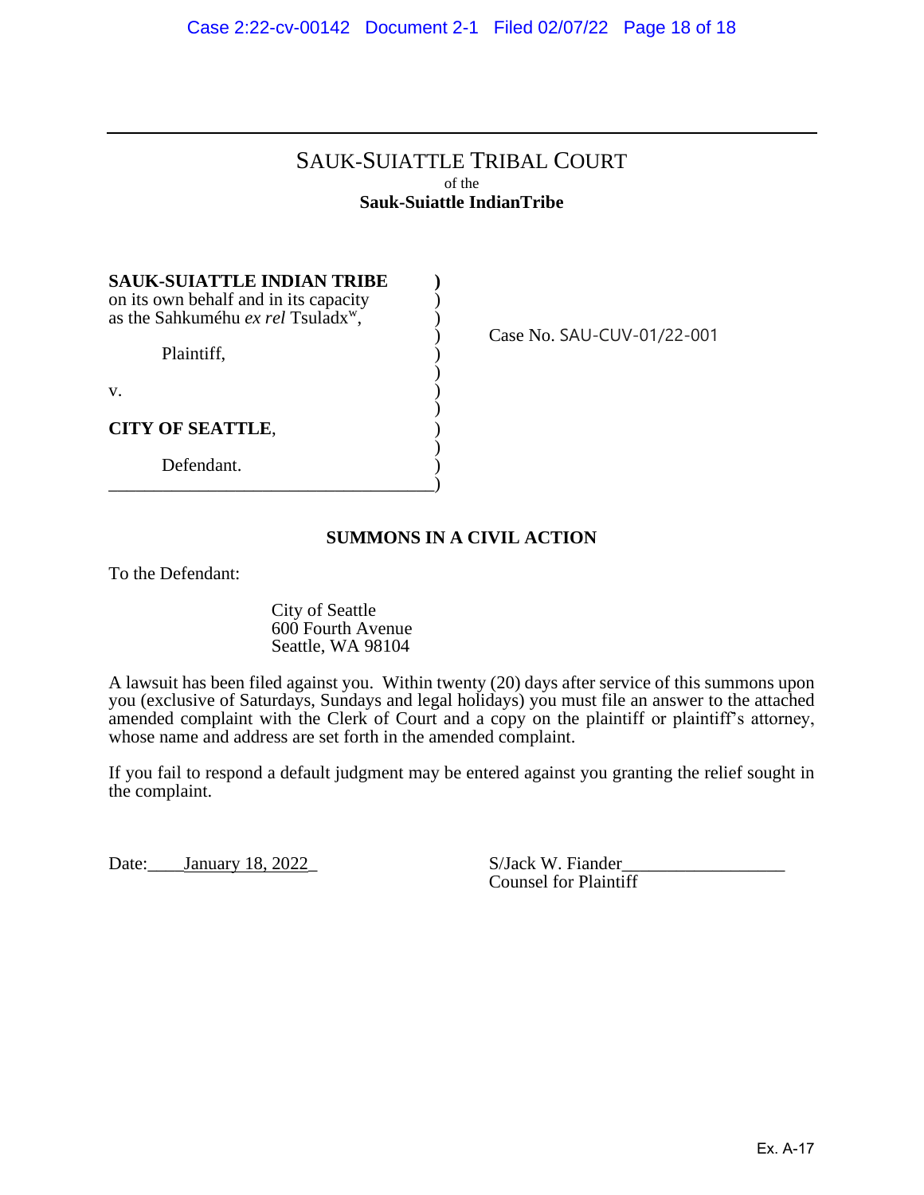# SAUK-SUIATTLE TRIBAL COURT

of the

**Sauk-Suiattle IndianTribe**

| | | |
|---|---|---|
| **SAUK-SUIATTLE INDIAN TRIBE** on its own behalf and in its capacity as the Sahkuméhu *ex rel* Tsuladxʷ, | | |
| Plaintiff, | | Case No. SAU-CUV-01/22-001 |
| v. | | |
| **CITY OF SEATTLE**, | | |
| Defendant. | | |

## SUMMONS IN A CIVIL ACTION

To the Defendant:

City of Seattle
600 Fourth Avenue
Seattle, WA 98104

A lawsuit has been filed against you. Within twenty (20) days after service of this summons upon you (exclusive of Saturdays, Sundays and legal holidays) you must file an answer to the attached amended complaint with the Clerk of Court and a copy on the plaintiff or plaintiff's attorney, whose name and address are set forth in the amended complaint.

If you fail to respond a default judgment may be entered against you granting the relief sought in the complaint.

Date: January 18, 2022

S/Jack W. Fiander
Counsel for Plaintiff

Ex. A-17